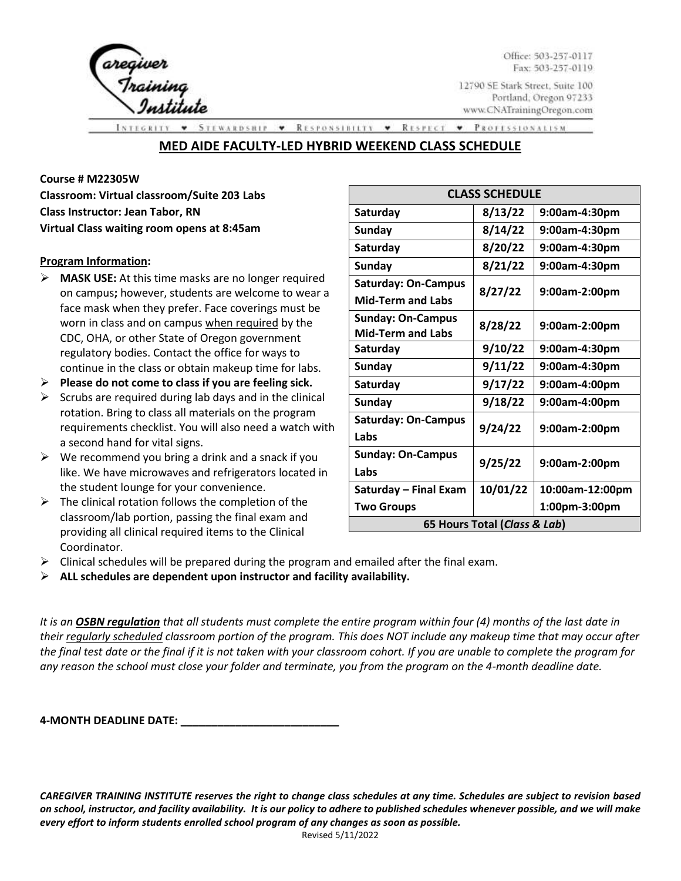Caregiver Training Institute

Office: 503-257-0117
Fax: 503-257-0119

12790 SE Stark Street, Suite 100
Portland, Oregon 97233
www.CNATrainingOregon.com

INTEGRITY • STEWARDSHIP • RESPONSIBILITY • RESPECT • PROFESSIONALISM

# MED AIDE FACULTY-LED HYBRID WEEKEND CLASS SCHEDULE

**Course # M22305W**
**Classroom: Virtual classroom/Suite 203 Labs**
**Class Instructor: Jean Tabor, RN**
**Virtual Class waiting room opens at 8:45am**

**Program Information:**

- **MASK USE:** At this time masks are no longer required on campus**;** however, students are welcome to wear a face mask when they prefer. Face coverings must be worn in class and on campus when required by the CDC, OHA, or other State of Oregon government regulatory bodies. Contact the office for ways to continue in the class or obtain makeup time for labs.
- **Please do not come to class if you are feeling sick.**
- Scrubs are required during lab days and in the clinical rotation. Bring to class all materials on the program requirements checklist. You will also need a watch with a second hand for vital signs.
- We recommend you bring a drink and a snack if you like. We have microwaves and refrigerators located in the student lounge for your convenience.
- The clinical rotation follows the completion of the classroom/lab portion, passing the final exam and providing all clinical required items to the Clinical Coordinator.
- Clinical schedules will be prepared during the program and emailed after the final exam.
- **ALL schedules are dependent upon instructor and facility availability.**

| CLASS SCHEDULE | | |
|---|---|---|
| **Saturday** | **8/13/22** | **9:00am-4:30pm** |
| **Sunday** | **8/14/22** | **9:00am-4:30pm** |
| **Saturday** | **8/20/22** | **9:00am-4:30pm** |
| **Sunday** | **8/21/22** | **9:00am-4:30pm** |
| **Saturday: On-Campus Mid-Term and Labs** | **8/27/22** | **9:00am-2:00pm** |
| **Sunday: On-Campus Mid-Term and Labs** | **8/28/22** | **9:00am-2:00pm** |
| **Saturday** | **9/10/22** | **9:00am-4:30pm** |
| **Sunday** | **9/11/22** | **9:00am-4:30pm** |
| **Saturday** | **9/17/22** | **9:00am-4:00pm** |
| **Sunday** | **9/18/22** | **9:00am-4:00pm** |
| **Saturday: On-Campus Labs** | **9/24/22** | **9:00am-2:00pm** |
| **Sunday: On-Campus Labs** | **9/25/22** | **9:00am-2:00pm** |
| **Saturday – Final Exam Two Groups** | **10/01/22** | **10:00am-12:00pm 1:00pm-3:00pm** |
| **65 Hours Total (*Class & Lab*)** | | |

*It is an **OSBN regulation** that all students must complete the entire program within four (4) months of the last date in their regularly scheduled classroom portion of the program. This does NOT include any makeup time that may occur after the final test date or the final if it is not taken with your classroom cohort. If you are unable to complete the program for any reason the school must close your folder and terminate, you from the program on the 4-month deadline date.*

**4-MONTH DEADLINE DATE: ___________________________**

***CAREGIVER TRAINING INSTITUTE reserves the right to change class schedules at any time. Schedules are subject to revision based on school, instructor, and facility availability. It is our policy to adhere to published schedules whenever possible, and we will make every effort to inform students enrolled school program of any changes as soon as possible.***

Revised 5/11/2022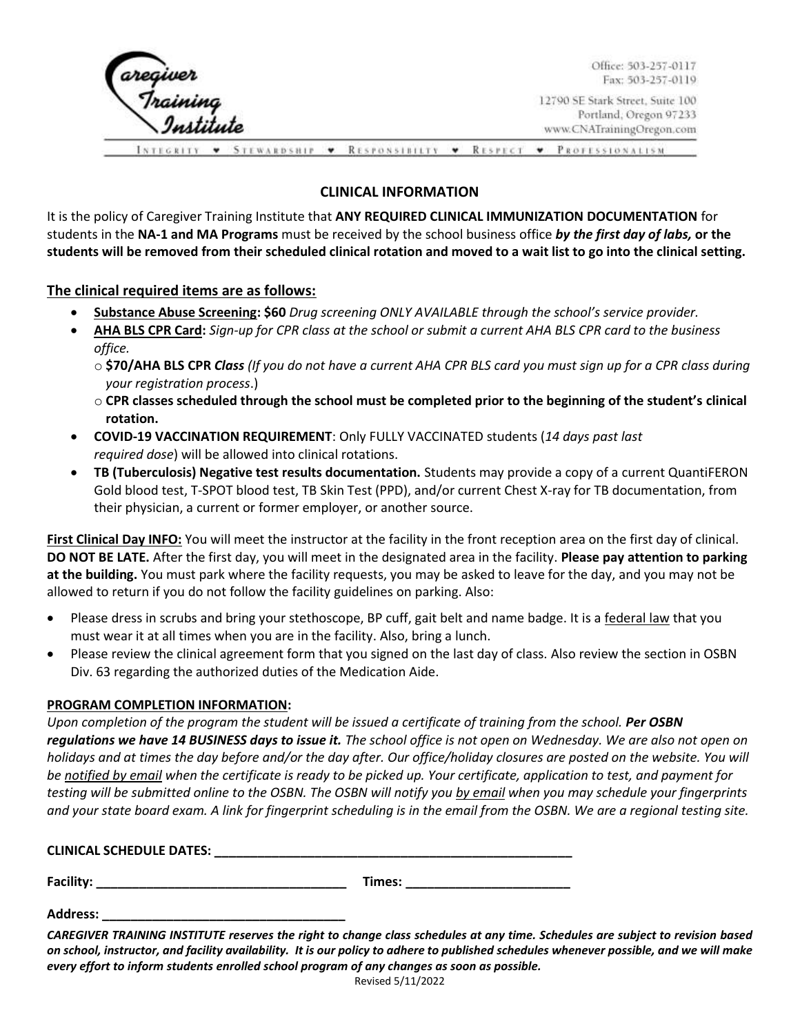Caregiver Training Institute

Office: 503-257-0117
Fax: 503-257-0119

12790 SE Stark Street, Suite 100
Portland, Oregon 97233
www.CNATrainingOregon.com

INTEGRITY ♥ STEWARDSHIP ♥ RESPONSIBILITY ♥ RESPECT ♥ PROFESSIONALISM

## CLINICAL INFORMATION

It is the policy of Caregiver Training Institute that **ANY REQUIRED CLINICAL IMMUNIZATION DOCUMENTATION** for students in the **NA-1 and MA Programs** must be received by the school business office ***by the first day of labs,*** **or the students will be removed from their scheduled clinical rotation and moved to a wait list to go into the clinical setting.**

### The clinical required items are as follows:

- **Substance Abuse Screening: $60** *Drug screening ONLY AVAILABLE through the school's service provider.*
- **AHA BLS CPR Card:** *Sign-up for CPR class at the school or submit a current AHA BLS CPR card to the business office.*
  - **$70/AHA BLS CPR** ***Class*** *(If you do not have a current AHA CPR BLS card you must sign up for a CPR class during your registration process*.)
  - **CPR classes scheduled through the school must be completed prior to the beginning of the student's clinical rotation.**
- **COVID-19 VACCINATION REQUIREMENT**: Only FULLY VACCINATED students (*14 days past last required dose*) will be allowed into clinical rotations.
- **TB (Tuberculosis) Negative test results documentation.** Students may provide a copy of a current QuantiFERON Gold blood test, T-SPOT blood test, TB Skin Test (PPD), and/or current Chest X-ray for TB documentation, from their physician, a current or former employer, or another source.

**First Clinical Day INFO:** You will meet the instructor at the facility in the front reception area on the first day of clinical. **DO NOT BE LATE.** After the first day, you will meet in the designated area in the facility. **Please pay attention to parking at the building.** You must park where the facility requests, you may be asked to leave for the day, and you may not be allowed to return if you do not follow the facility guidelines on parking. Also:

- Please dress in scrubs and bring your stethoscope, BP cuff, gait belt and name badge. It is a federal law that you must wear it at all times when you are in the facility. Also, bring a lunch.
- Please review the clinical agreement form that you signed on the last day of class. Also review the section in OSBN Div. 63 regarding the authorized duties of the Medication Aide.

**PROGRAM COMPLETION INFORMATION:**

*Upon completion of the program the student will be issued a certificate of training from the school.* ***Per OSBN regulations we have 14 BUSINESS days to issue it.*** *The school office is not open on Wednesday. We are also not open on holidays and at times the day before and/or the day after. Our office/holiday closures are posted on the website. You will be notified by email when the certificate is ready to be picked up. Your certificate, application to test, and payment for testing will be submitted online to the OSBN. The OSBN will notify you by email when you may schedule your fingerprints and your state board exam. A link for fingerprint scheduling is in the email from the OSBN. We are a regional testing site.*

**CLINICAL SCHEDULE DATES:** ____________________________________________

**Facility:** ______________________________ **Times:** ____________________

**Address:** ______________________________

***CAREGIVER TRAINING INSTITUTE reserves the right to change class schedules at any time. Schedules are subject to revision based on school, instructor, and facility availability. It is our policy to adhere to published schedules whenever possible, and we will make every effort to inform students enrolled school program of any changes as soon as possible.***

Revised 5/11/2022